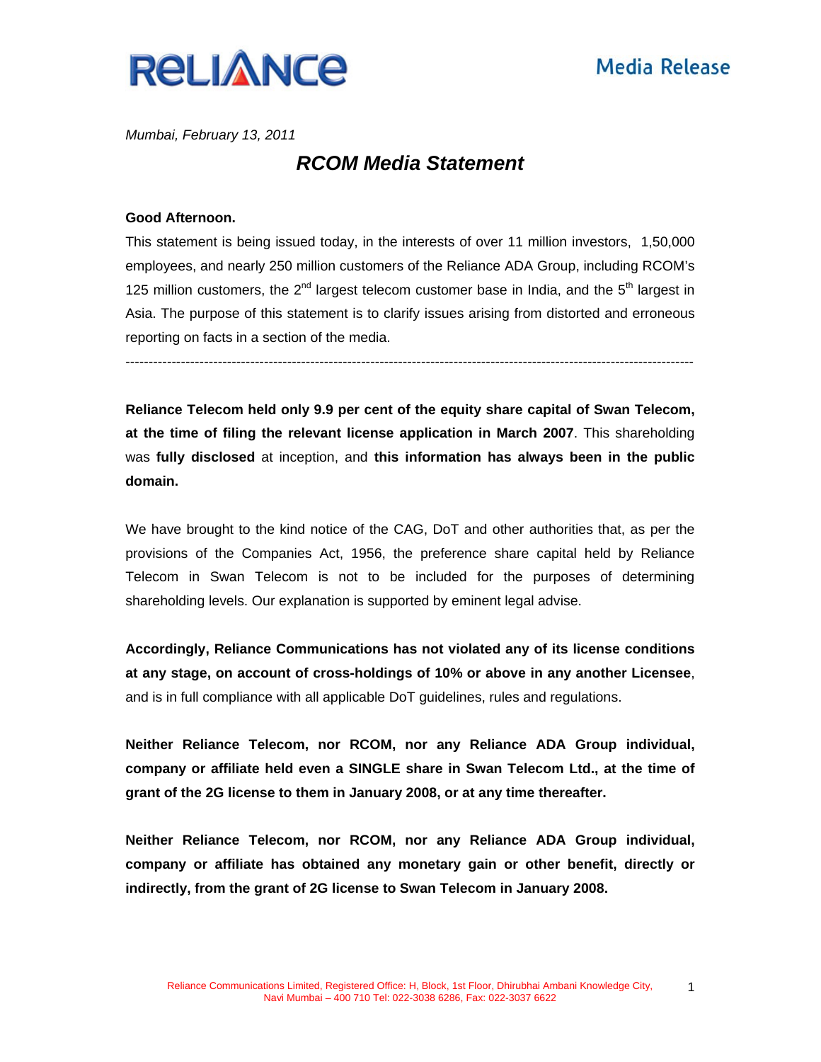Mumbai, *February 13, 2011*

# *RCOM Media Statement*

**Good Afternoon.**

This statement is being issued today, in the interests of over 11 million investors, 1,50,000 employees, and nearly 250 million customers of the Reliance ADA Group, including RCOM's 125 million customers, the 2nd largest telecom customer base in India, and the 5th largest in Asia. The purpose of this statement is to clarify issues arising from distorted and erroneous reporting on facts in a section of the media.

---

**Reliance Telecom held only 9.9 per cent of the equity share capital of Swan Telecom, at the time of filing the relevant license application in March 2007**. This shareholding was **fully disclosed** at inception, and **this information has always been in the public domain.**

We have brought to the kind notice of the CAG, DoT and other authorities that, as per the provisions of the Companies Act, 1956, the preference share capital held by Reliance Telecom in Swan Telecom is not to be included for the purposes of determining shareholding levels. Our explanation is supported by eminent legal advise.

**Accordingly, Reliance Communications has not violated any of its license conditions at any stage, on account of cross-holdings of 10% or above in any another Licensee**, and is in full compliance with all applicable DoT guidelines, rules and regulations.

**Neither Reliance Telecom, nor RCOM, nor any Reliance ADA Group individual, company or affiliate held even a SINGLE share in Swan Telecom Ltd., at the time of grant of the 2G license to them in January 2008, or at any time thereafter.**

**Neither Reliance Telecom, nor RCOM, nor any Reliance ADA Group individual, company or affiliate has obtained any monetary gain or other benefit, directly or indirectly, from the grant of 2G license to Swan Telecom in January 2008.**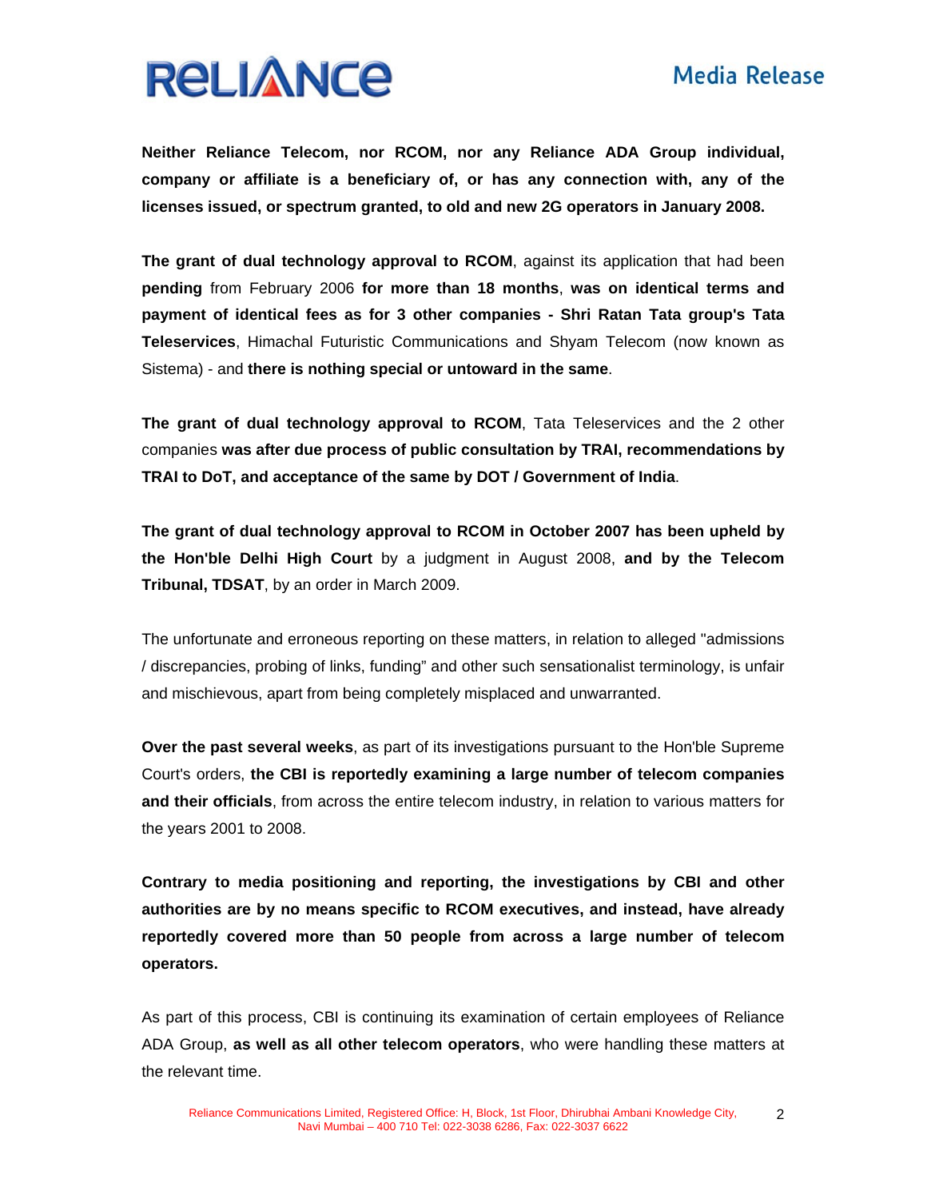**Neither Reliance Telecom, nor RCOM, nor any Reliance ADA Group individual, company or affiliate is a beneficiary of, or has any connection with, any of the licenses issued, or spectrum granted, to old and new 2G operators in January 2008.**

**The grant of dual technology approval to RCOM**, against its application that had been **pending** from February 2006 **for more than 18 months**, **was on identical terms and payment of identical fees as for 3 other companies - Shri Ratan Tata group's Tata Teleservices**, Himachal Futuristic Communications and Shyam Telecom (now known as Sistema) - and **there is nothing special or untoward in the same**.

**The grant of dual technology approval to RCOM**, Tata Teleservices and the 2 other companies **was after due process of public consultation by TRAI, recommendations by TRAI to DoT, and acceptance of the same by DOT / Government of India**.

**The grant of dual technology approval to RCOM in October 2007 has been upheld by the Hon'ble Delhi High Court** by a judgment in August 2008, **and by the Telecom Tribunal, TDSAT**, by an order in March 2009.

The unfortunate and erroneous reporting on these matters, in relation to alleged "admissions / discrepancies, probing of links, funding" and other such sensationalist terminology, is unfair and mischievous, apart from being completely misplaced and unwarranted.

**Over the past several weeks**, as part of its investigations pursuant to the Hon'ble Supreme Court's orders, **the CBI is reportedly examining a large number of telecom companies and their officials**, from across the entire telecom industry, in relation to various matters for the years 2001 to 2008.

**Contrary to media positioning and reporting, the investigations by CBI and other authorities are by no means specific to RCOM executives, and instead, have already reportedly covered more than 50 people from across a large number of telecom operators.**

As part of this process, CBI is continuing its examination of certain employees of Reliance ADA Group, **as well as all other telecom operators**, who were handling these matters at the relevant time.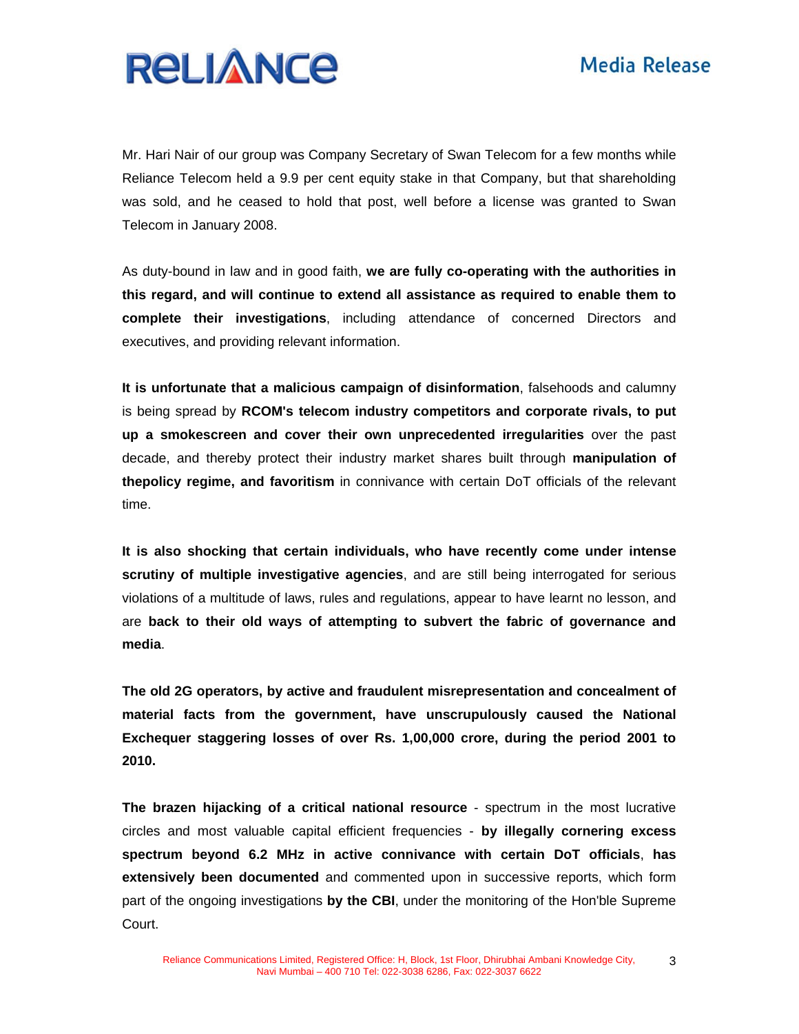Mr. Hari Nair of our group was Company Secretary of Swan Telecom for a few months while Reliance Telecom held a 9.9 per cent equity stake in that Company, but that shareholding was sold, and he ceased to hold that post, well before a license was granted to Swan Telecom in January 2008.

As duty-bound in law and in good faith, **we are fully co-operating with the authorities in this regard, and will continue to extend all assistance as required to enable them to complete their investigations**, including attendance of concerned Directors and executives, and providing relevant information.

**It is unfortunate that a malicious campaign of disinformation**, falsehoods and calumny is being spread by **RCOM's telecom industry competitors and corporate rivals, to put up a smokescreen and cover their own unprecedented irregularities** over the past decade, and thereby protect their industry market shares built through **manipulation of thepolicy regime, and favoritism** in connivance with certain DoT officials of the relevant time.

**It is also shocking that certain individuals, who have recently come under intense scrutiny of multiple investigative agencies**, and are still being interrogated for serious violations of a multitude of laws, rules and regulations, appear to have learnt no lesson, and are **back to their old ways of attempting to subvert the fabric of governance and media**.

**The old 2G operators, by active and fraudulent misrepresentation and concealment of material facts from the government, have unscrupulously caused the National Exchequer staggering losses of over Rs. 1,00,000 crore, during the period 2001 to 2010.**

**The brazen hijacking of a critical national resource** - spectrum in the most lucrative circles and most valuable capital efficient frequencies - **by illegally cornering excess spectrum beyond 6.2 MHz in active connivance with certain DoT officials**, **has extensively been documented** and commented upon in successive reports, which form part of the ongoing investigations **by the CBI**, under the monitoring of the Hon'ble Supreme Court.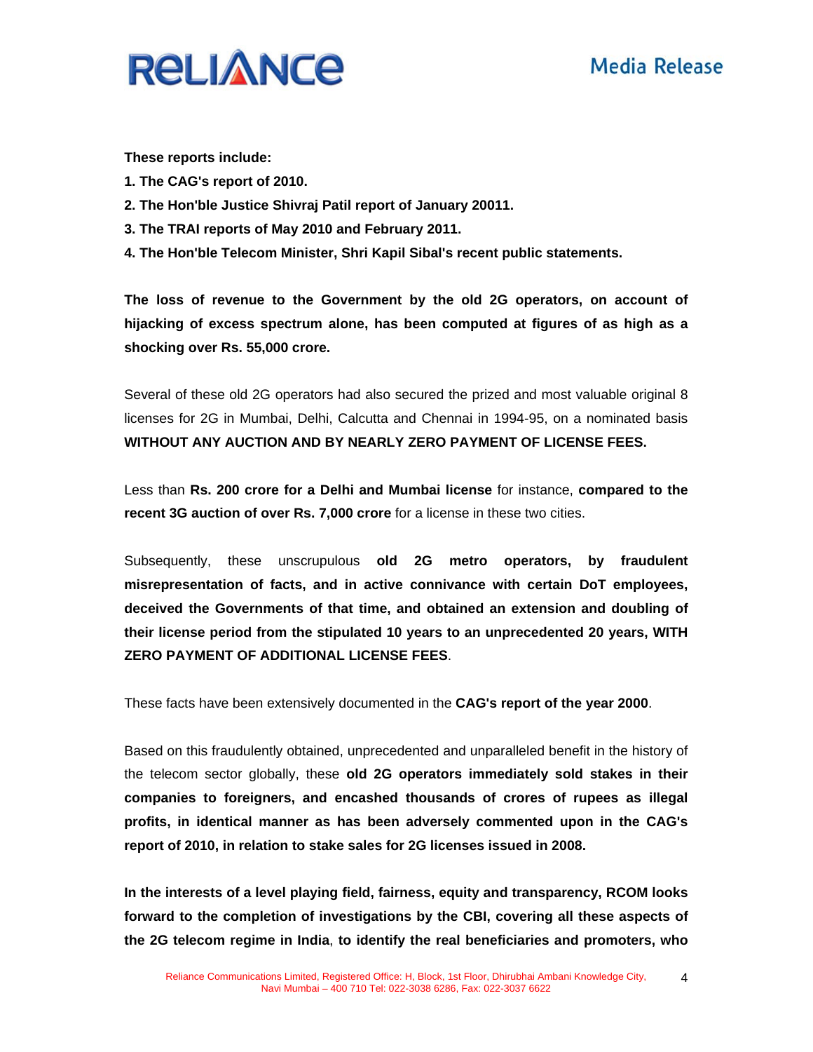**These reports include:**

**1. The CAG's report of 2010.**

**2. The Hon'ble Justice Shivraj Patil report of January 20011.**

**3. The TRAI reports of May 2010 and February 2011.**

**4. The Hon'ble Telecom Minister, Shri Kapil Sibal's recent public statements.**

**The loss of revenue to the Government by the old 2G operators, on account of hijacking of excess spectrum alone, has been computed at figures of as high as a shocking over Rs. 55,000 crore.**

Several of these old 2G operators had also secured the prized and most valuable original 8 licenses for 2G in Mumbai, Delhi, Calcutta and Chennai in 1994-95, on a nominated basis **WITHOUT ANY AUCTION AND BY NEARLY ZERO PAYMENT OF LICENSE FEES.**

Less than **Rs. 200 crore for a Delhi and Mumbai license** for instance, **compared to the recent 3G auction of over Rs. 7,000 crore** for a license in these two cities.

Subsequently, these unscrupulous **old 2G metro operators, by fraudulent misrepresentation of facts, and in active connivance with certain DoT employees, deceived the Governments of that time, and obtained an extension and doubling of their license period from the stipulated 10 years to an unprecedented 20 years, WITH ZERO PAYMENT OF ADDITIONAL LICENSE FEES**.

These facts have been extensively documented in the **CAG's report of the year 2000**.

Based on this fraudulently obtained, unprecedented and unparalleled benefit in the history of the telecom sector globally, these **old 2G operators immediately sold stakes in their companies to foreigners, and encashed thousands of crores of rupees as illegal profits, in identical manner as has been adversely commented upon in the CAG's report of 2010, in relation to stake sales for 2G licenses issued in 2008.**

**In the interests of a level playing field, fairness, equity and transparency, RCOM looks forward to the completion of investigations by the CBI, covering all these aspects of the 2G telecom regime in India**, **to identify the real beneficiaries and promoters, who**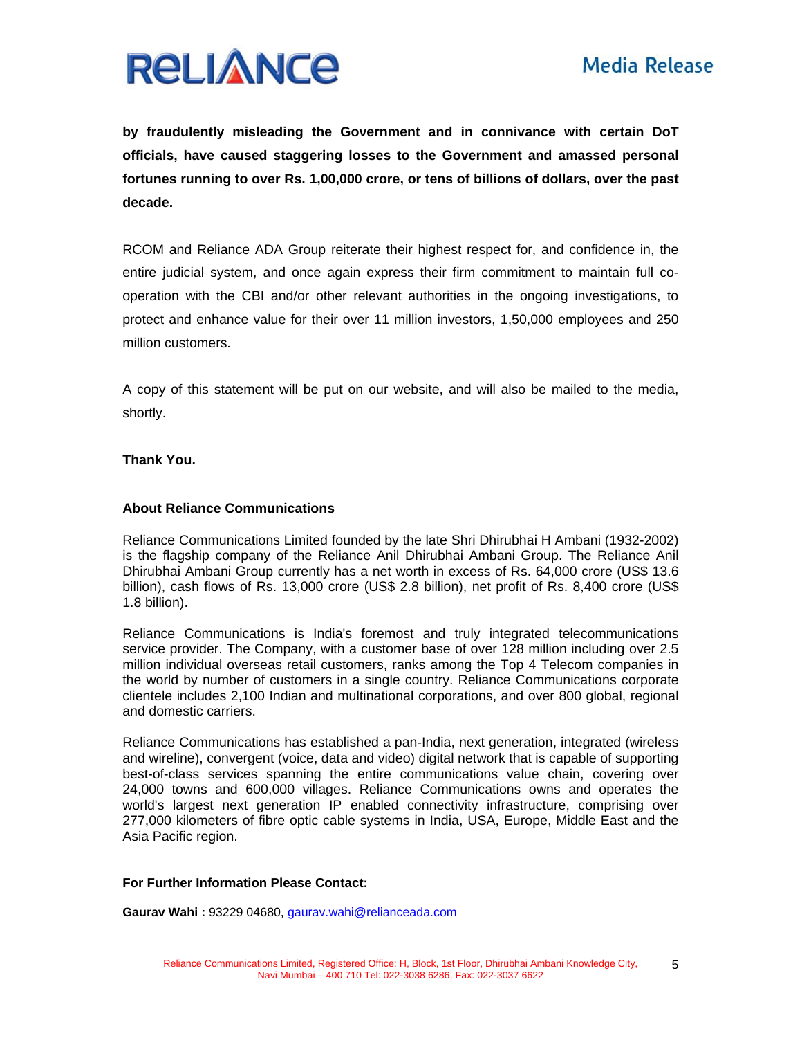**by fraudulently misleading the Government and in connivance with certain DoT officials, have caused staggering losses to the Government and amassed personal fortunes running to over Rs. 1,00,000 crore, or tens of billions of dollars, over the past decade.**

RCOM and Reliance ADA Group reiterate their highest respect for, and confidence in, the entire judicial system, and once again express their firm commitment to maintain full co-operation with the CBI and/or other relevant authorities in the ongoing investigations, to protect and enhance value for their over 11 million investors, 1,50,000 employees and 250 million customers.

A copy of this statement will be put on our website, and will also be mailed to the media, shortly.

**Thank You.**

---

**About Reliance Communications**

Reliance Communications Limited founded by the late Shri Dhirubhai H Ambani (1932-2002) is the flagship company of the Reliance Anil Dhirubhai Ambani Group. The Reliance Anil Dhirubhai Ambani Group currently has a net worth in excess of Rs. 64,000 crore (US$ 13.6 billion), cash flows of Rs. 13,000 crore (US$ 2.8 billion), net profit of Rs. 8,400 crore (US$ 1.8 billion).

Reliance Communications is India's foremost and truly integrated telecommunications service provider. The Company, with a customer base of over 128 million including over 2.5 million individual overseas retail customers, ranks among the Top 4 Telecom companies in the world by number of customers in a single country. Reliance Communications corporate clientele includes 2,100 Indian and multinational corporations, and over 800 global, regional and domestic carriers.

Reliance Communications has established a pan-India, next generation, integrated (wireless and wireline), convergent (voice, data and video) digital network that is capable of supporting best-of-class services spanning the entire communications value chain, covering over 24,000 towns and 600,000 villages. Reliance Communications owns and operates the world's largest next generation IP enabled connectivity infrastructure, comprising over 277,000 kilometers of fibre optic cable systems in India, USA, Europe, Middle East and the Asia Pacific region.

**For Further Information Please Contact:**

**Gaurav Wahi :** 93229 04680, gaurav.wahi@relianceada.com

Reliance Communications Limited, Registered Office: H, Block, 1st Floor, Dhirubhai Ambani Knowledge City, Navi Mumbai – 400 710 Tel: 022-3038 6286, Fax: 022-3037 6622